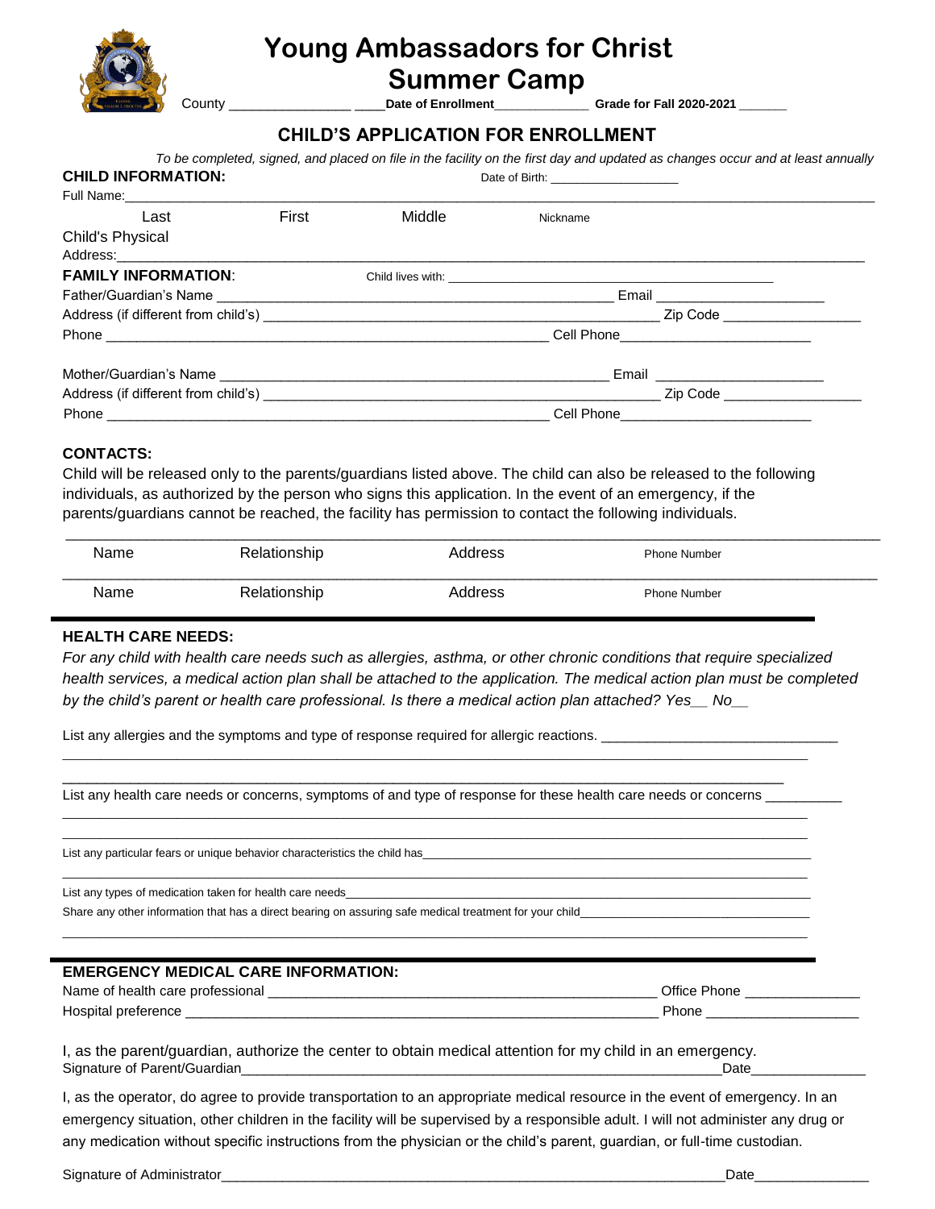# Young Ambassadors for Christ Summer Camp

County ________________ ____**Date of Enrollment**_____________ **Grade for Fall 2020-2021** ______

## CHILD'S APPLICATION FOR ENROLLMENT

*To be completed, signed, and placed on file in the facility on the first day and updated as changes occur and at least annually*

**CHILD INFORMATION:** Date of Birth: ___________________

Full Name:______________________________________________________________________________

Last First Middle Nickname

Child's Physical Address:______________________________________________________________________________

**FAMILY INFORMATION**: Child lives with: ________________________________________________

Father/Guardian's Name ___________________________________________________ Email ______________________

Address (if different from child's) ___________________________________________________ Zip Code __________________

Phone ___________________________________________________________ Cell Phone_________________________

Mother/Guardian's Name ___________________________________________________ Email ______________________

Address (if different from child's) ___________________________________________________ Zip Code __________________

Phone ___________________________________________________________ Cell Phone_________________________

**CONTACTS:**

Child will be released only to the parents/guardians listed above. The child can also be released to the following individuals, as authorized by the person who signs this application. In the event of an emergency, if the parents/guardians cannot be reached, the facility has permission to contact the following individuals.

______________________________________________________________________________

Name Relationship Address Phone Number

______________________________________________________________________________

Name Relationship Address Phone Number

**HEALTH CARE NEEDS:**

*For any child with health care needs such as allergies, asthma, or other chronic conditions that require specialized health services, a medical action plan shall be attached to the application. The medical action plan must be completed by the child's parent or health care professional. Is there a medical action plan attached? Yes__ No__*

List any allergies and the symptoms and type of response required for allergic reactions. ______________________________

______________________________________________________________________________

______________________________________________________________________________

List any health care needs or concerns, symptoms of and type of response for these health care needs or concerns __________

______________________________________________________________________________

______________________________________________________________________________

List any particular fears or unique behavior characteristics the child has______________________________________________

______________________________________________________________________________

List any types of medication taken for health care needs_________________________________________________________

Share any other information that has a direct bearing on assuring safe medical treatment for your child_____________________

______________________________________________________________________________

**EMERGENCY MEDICAL CARE INFORMATION:**

Name of health care professional __________________________________________________ Office Phone _______________

Hospital preference ______________________________________________________________ Phone ____________________

I, as the parent/guardian, authorize the center to obtain medical attention for my child in an emergency.

Signature of Parent/Guardian__________________________________________________________________Date_______________

I, as the operator, do agree to provide transportation to an appropriate medical resource in the event of emergency. In an emergency situation, other children in the facility will be supervised by a responsible adult. I will not administer any drug or any medication without specific instructions from the physician or the child's parent, guardian, or full-time custodian.

Signature of Administrator____________________________________________________________________Date_______________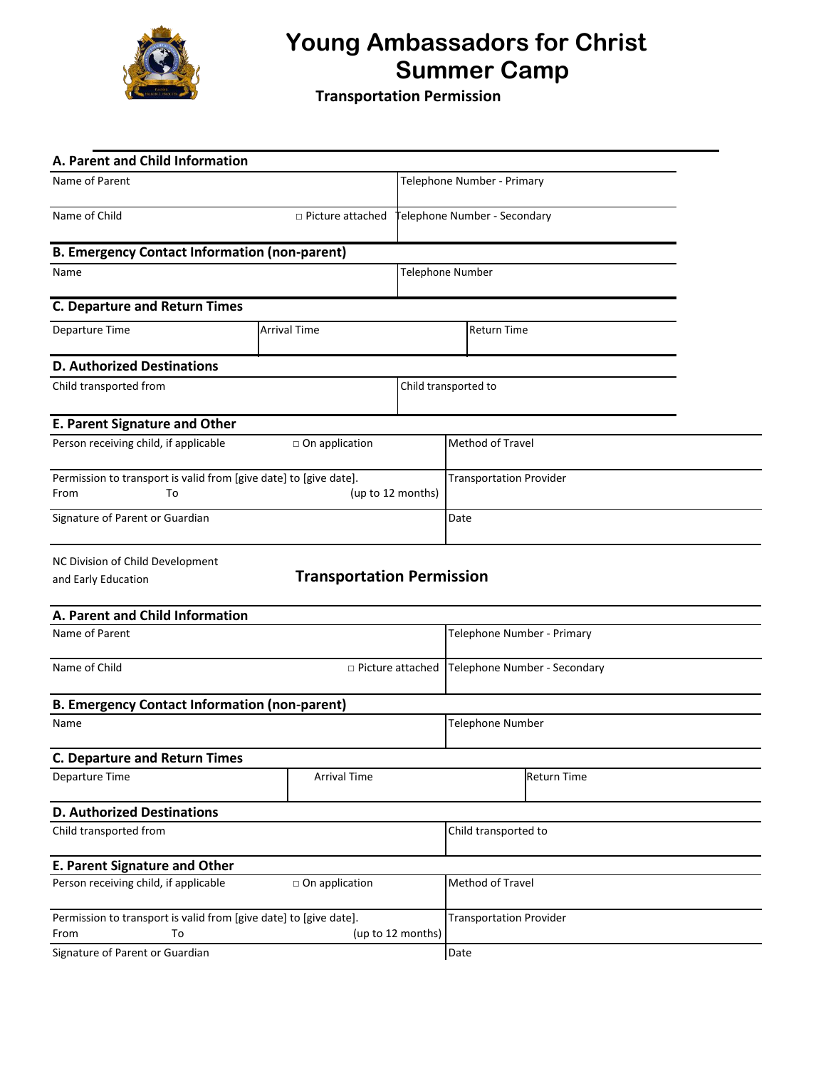# Young Ambassadors for Christ Summer Camp

## Transportation Permission

### A. Parent and Child Information

| Name of Parent | Telephone Number - Primary |
|---|---|
| Name of Child ◻ Picture attached | Telephone Number - Secondary |

### B. Emergency Contact Information (non-parent)

| Name | Telephone Number |
|---|---|

### C. Departure and Return Times

| Departure Time | Arrival Time | Return Time |
|---|---|---|

### D. Authorized Destinations

| Child transported from | Child transported to |
|---|---|

### E. Parent Signature and Other

| Person receiving child, if applicable ◻ On application | Method of Travel |
|---|---|
| Permission to transport is valid from [give date] to [give date]. From To (up to 12 months) | Transportation Provider |
| Signature of Parent or Guardian | Date |

NC Division of Child Development and Early Education

## Transportation Permission

### A. Parent and Child Information

| Name of Parent | Telephone Number - Primary |
|---|---|
| Name of Child ◻ Picture attached | Telephone Number - Secondary |

### B. Emergency Contact Information (non-parent)

| Name | Telephone Number |
|---|---|

### C. Departure and Return Times

| Departure Time | Arrival Time | Return Time |
|---|---|---|

### D. Authorized Destinations

| Child transported from | Child transported to |
|---|---|

### E. Parent Signature and Other

| Person receiving child, if applicable ◻ On application | Method of Travel |
|---|---|
| Permission to transport is valid from [give date] to [give date]. From To (up to 12 months) | Transportation Provider |
| Signature of Parent or Guardian | Date |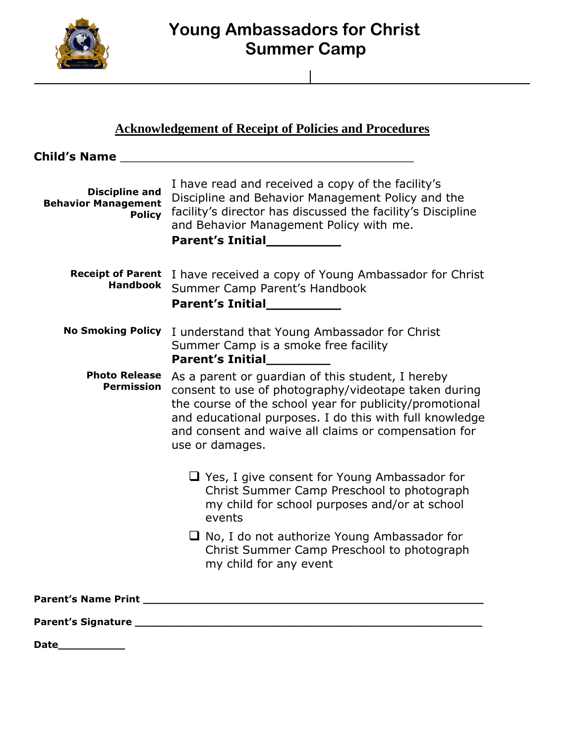# Young Ambassadors for Christ Summer Camp

## Acknowledgement of Receipt of Policies and Procedures

**Child's Name** ________________________________________

**Discipline and Behavior Management Policy**

I have read and received a copy of the facility's Discipline and Behavior Management Policy and the facility's director has discussed the facility's Discipline and Behavior Management Policy with me.

**Parent's Initial**__________

**Receipt of Parent Handbook**

I have received a copy of Young Ambassador for Christ Summer Camp Parent's Handbook

**Parent's Initial**__________

**No Smoking Policy**

I understand that Young Ambassador for Christ Summer Camp is a smoke free facility

**Parent's Initial**________

**Photo Release Permission**

As a parent or guardian of this student, I hereby consent to use of photography/videotape taken during the course of the school year for publicity/promotional and educational purposes. I do this with full knowledge and consent and waive all claims or compensation for use or damages.

- ☐ Yes, I give consent for Young Ambassador for Christ Summer Camp Preschool to photograph my child for school purposes and/or at school events
- ☐ No, I do not authorize Young Ambassador for Christ Summer Camp Preschool to photograph my child for any event

**Parent's Name Print** ________________________________________________________

**Parent's Signature** ________________________________________________________

**Date**___________